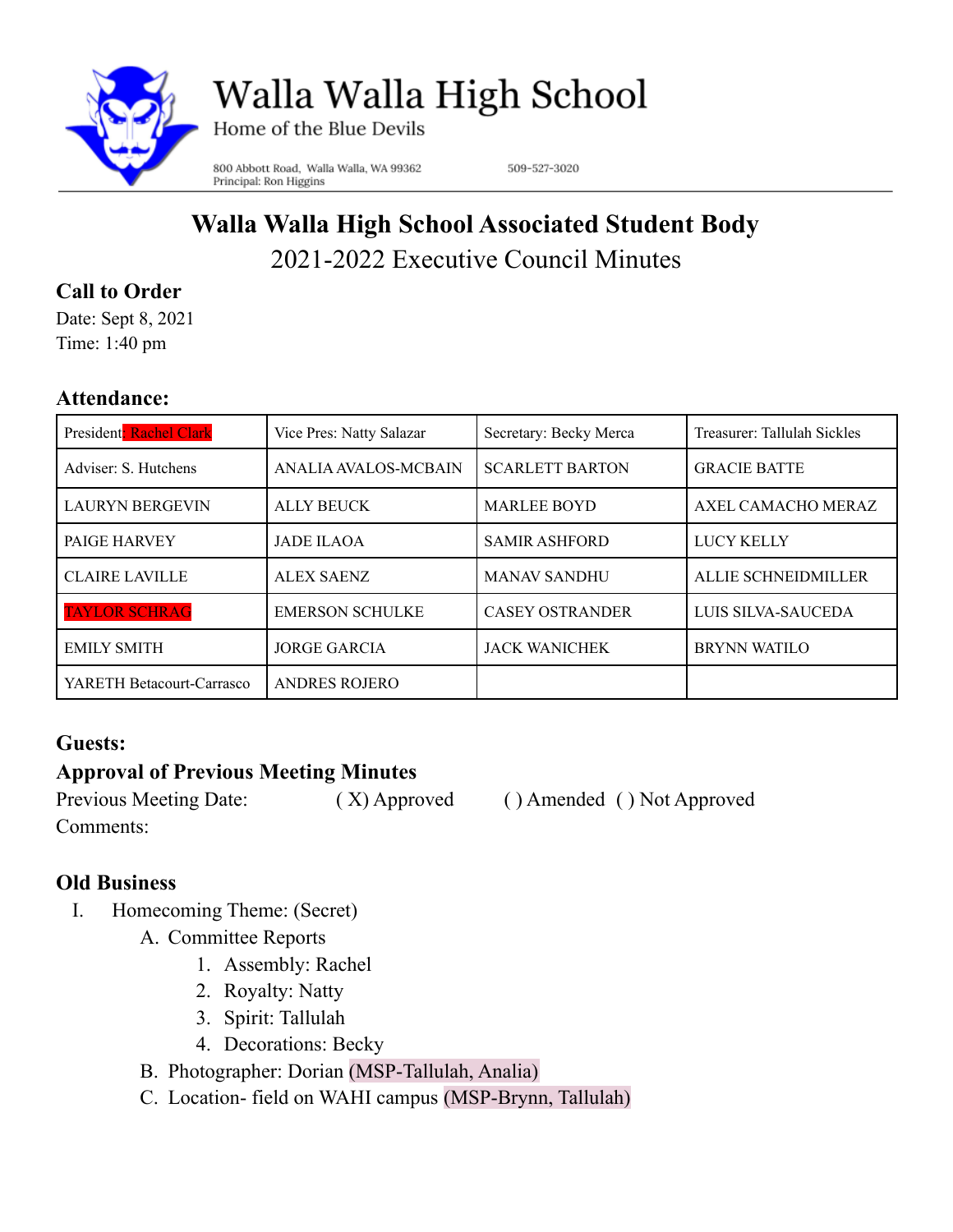# Walla Walla High School

Home of the Blue Devils

800 Abbott Road, Walla Walla, WA 99362 509-527-3020

Principal: Ron Higgins

## Walla Walla High School Associated Student Body

2021-2022 Executive Council Minutes

### Call to Order

Date: Sept 8, 2021

Time: 1:40 pm

### Attendance:

| President: Rachel Clark | Vice Pres: Natty Salazar | Secretary: Becky Merca | Treasurer: Tallulah Sickles |
|---|---|---|---|
| Adviser: S. Hutchens | ANALIA AVALOS-MCBAIN | SCARLETT BARTON | GRACIE BATTE |
| LAURYN BERGEVIN | ALLY BEUCK | MARLEE BOYD | AXEL CAMACHO MERAZ |
| PAIGE HARVEY | JADE ILAOA | SAMIR ASHFORD | LUCY KELLY |
| CLAIRE LAVILLE | ALEX SAENZ | MANAV SANDHU | ALLIE SCHNEIDMILLER |
| TAYLOR SCHRAG | EMERSON SCHULKE | CASEY OSTRANDER | LUIS SILVA-SAUCEDA |
| EMILY SMITH | JORGE GARCIA | JACK WANICHEK | BRYNN WATILO |
| YARETH Betacourt-Carrasco | ANDRES ROJERO | | |

### Guests:

### Approval of Previous Meeting Minutes

Previous Meeting Date: ( X) Approved ( ) Amended ( ) Not Approved

Comments:

### Old Business

I. Homecoming Theme: (Secret)
   A. Committee Reports
      1. Assembly: Rachel
      2. Royalty: Natty
      3. Spirit: Tallulah
      4. Decorations: Becky
   B. Photographer: Dorian (MSP-Tallulah, Analia)
   C. Location- field on WAHI campus (MSP-Brynn, Tallulah)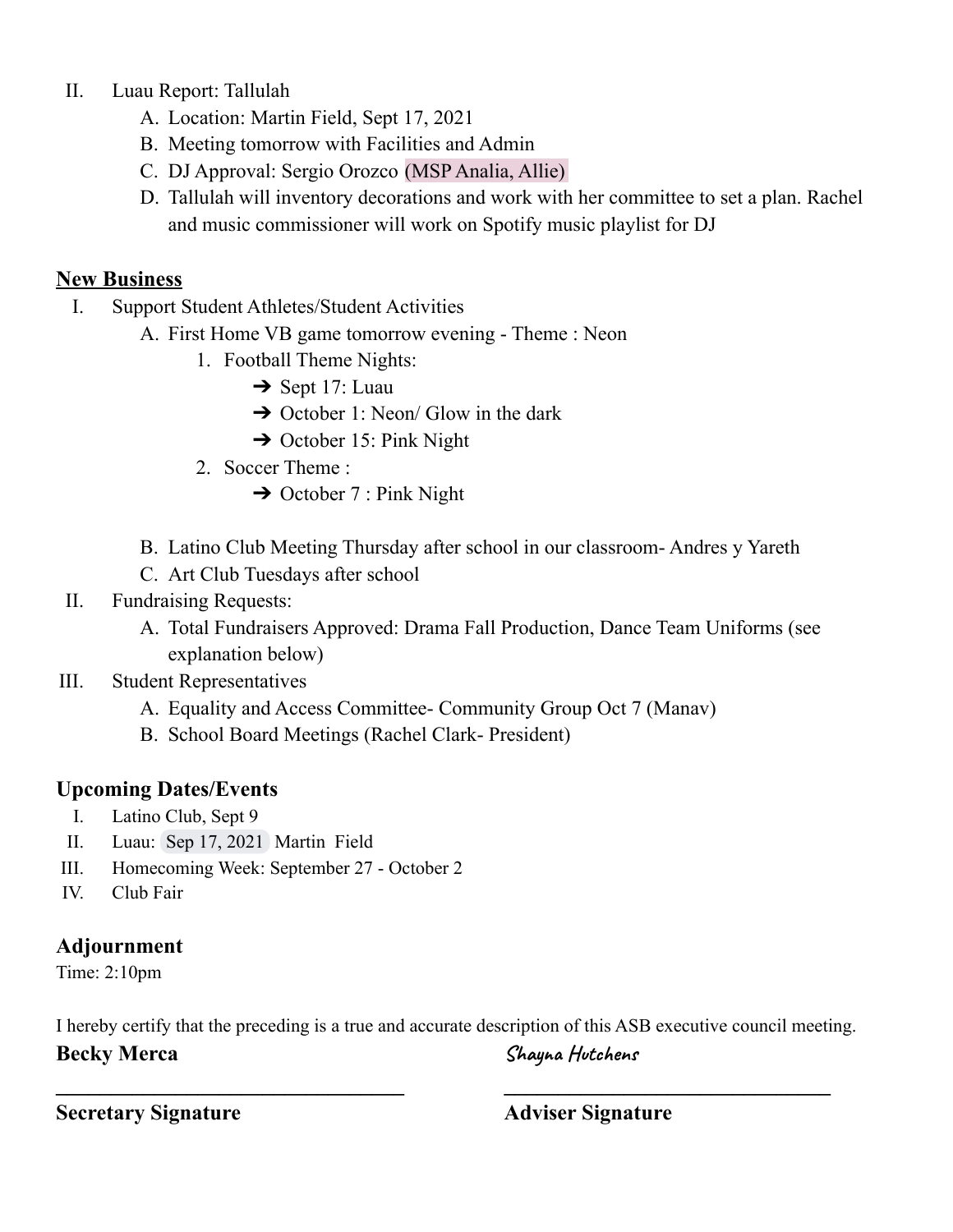II. Luau Report: Tallulah
    A. Location: Martin Field, Sept 17, 2021
    B. Meeting tomorrow with Facilities and Admin
    C. DJ Approval: Sergio Orozco (MSP Analia, Allie)
    D. Tallulah will inventory decorations and work with her committee to set a plan. Rachel and music commissioner will work on Spotify music playlist for DJ

**New Business**

I. Support Student Athletes/Student Activities
    A. First Home VB game tomorrow evening - Theme : Neon
        1. Football Theme Nights:
            ➔ Sept 17: Luau
            ➔ October 1: Neon/ Glow in the dark
            ➔ October 15: Pink Night
        2. Soccer Theme :
            ➔ October 7 : Pink Night
    B. Latino Club Meeting Thursday after school in our classroom- Andres y Yareth
    C. Art Club Tuesdays after school

II. Fundraising Requests:
    A. Total Fundraisers Approved: Drama Fall Production, Dance Team Uniforms (see explanation below)

III. Student Representatives
    A. Equality and Access Committee- Community Group Oct 7 (Manav)
    B. School Board Meetings (Rachel Clark- President)

## Upcoming Dates/Events

I. Latino Club, Sept 9
II. Luau: Sep 17, 2021 Martin Field
III. Homecoming Week: September 27 - October 2
IV. Club Fair

## Adjournment

Time: 2:10pm

I hereby certify that the preceding is a true and accurate description of this ASB executive council meeting.

**Becky Merca** Shayna Hutchens

**Secretary Signature** **Adviser Signature**